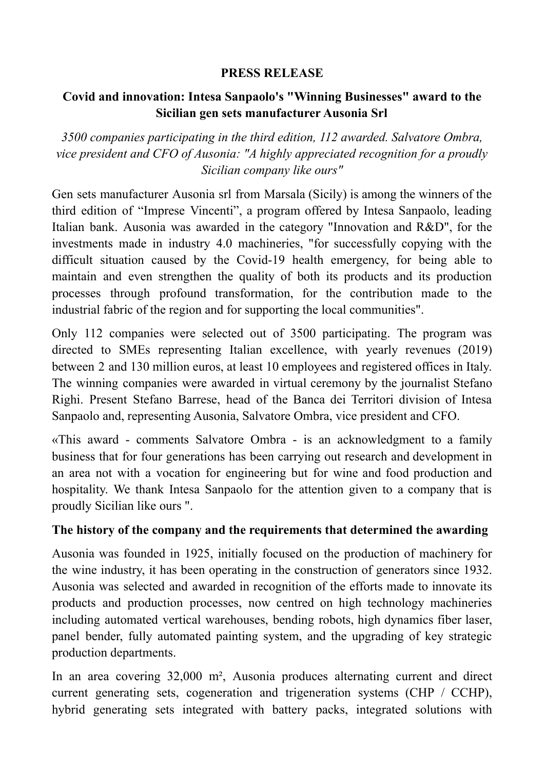**PRESS RELEASE**

# Covid and innovation: Intesa Sanpaolo's "Winning Businesses" award to the Sicilian gen sets manufacturer Ausonia Srl

*3500 companies participating in the third edition, 112 awarded. Salvatore Ombra, vice president and CFO of Ausonia: "A highly appreciated recognition for a proudly Sicilian company like ours"*

Gen sets manufacturer Ausonia srl from Marsala (Sicily) is among the winners of the third edition of "Imprese Vincenti", a program offered by Intesa Sanpaolo, leading Italian bank. Ausonia was awarded in the category "Innovation and R&D", for the investments made in industry 4.0 machineries, "for successfully copying with the difficult situation caused by the Covid-19 health emergency, for being able to maintain and even strengthen the quality of both its products and its production processes through profound transformation, for the contribution made to the industrial fabric of the region and for supporting the local communities".

Only 112 companies were selected out of 3500 participating. The program was directed to SMEs representing Italian excellence, with yearly revenues (2019) between 2 and 130 million euros, at least 10 employees and registered offices in Italy. The winning companies were awarded in virtual ceremony by the journalist Stefano Righi. Present Stefano Barrese, head of the Banca dei Territori division of Intesa Sanpaolo and, representing Ausonia, Salvatore Ombra, vice president and CFO.

«This award - comments Salvatore Ombra - is an acknowledgment to a family business that for four generations has been carrying out research and development in an area not with a vocation for engineering but for wine and food production and hospitality. We thank Intesa Sanpaolo for the attention given to a company that is proudly Sicilian like ours ".

## The history of the company and the requirements that determined the awarding

Ausonia was founded in 1925, initially focused on the production of machinery for the wine industry, it has been operating in the construction of generators since 1932. Ausonia was selected and awarded in recognition of the efforts made to innovate its products and production processes, now centred on high technology machineries including automated vertical warehouses, bending robots, high dynamics fiber laser, panel bender, fully automated painting system, and the upgrading of key strategic production departments.

In an area covering 32,000 m², Ausonia produces alternating current and direct current generating sets, cogeneration and trigeneration systems (CHP / CCHP), hybrid generating sets integrated with battery packs, integrated solutions with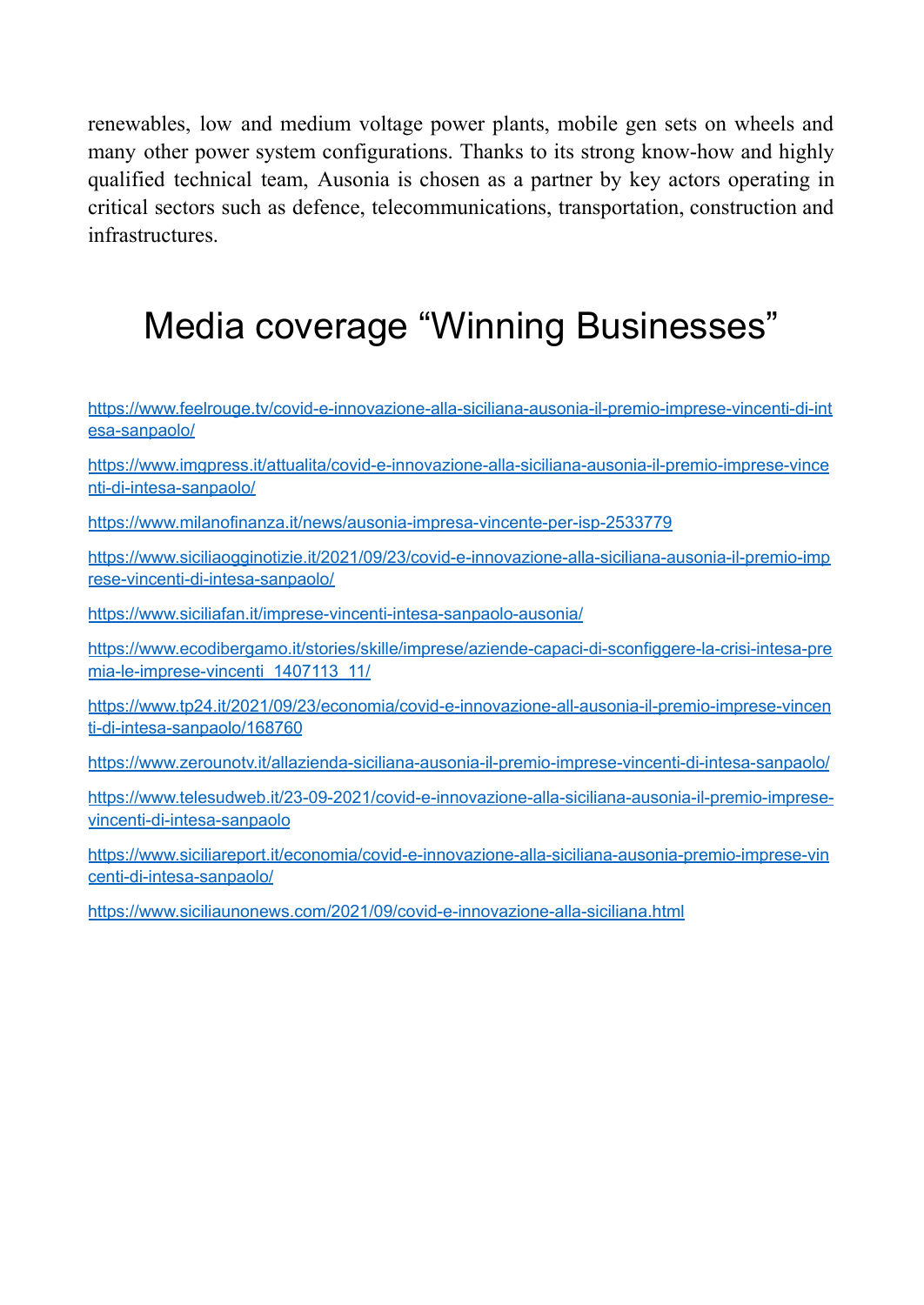renewables, low and medium voltage power plants, mobile gen sets on wheels and many other power system configurations. Thanks to its strong know-how and highly qualified technical team, Ausonia is chosen as a partner by key actors operating in critical sectors such as defence, telecommunications, transportation, construction and infrastructures.

# Media coverage "Winning Businesses"

https://www.feelrouge.tv/covid-e-innovazione-alla-siciliana-ausonia-il-premio-imprese-vincenti-di-intesa-sanpaolo/

https://www.imgpress.it/attualita/covid-e-innovazione-alla-siciliana-ausonia-il-premio-imprese-vincenti-di-intesa-sanpaolo/

https://www.milanofinanza.it/news/ausonia-impresa-vincente-per-isp-2533779

https://www.siciliaogginotizie.it/2021/09/23/covid-e-innovazione-alla-siciliana-ausonia-il-premio-imprese-vincenti-di-intesa-sanpaolo/

https://www.siciliafan.it/imprese-vincenti-intesa-sanpaolo-ausonia/

https://www.ecodibergamo.it/stories/skille/imprese/aziende-capaci-di-sconfiggere-la-crisi-intesa-premia-le-imprese-vincenti_1407113_11/

https://www.tp24.it/2021/09/23/economia/covid-e-innovazione-all-ausonia-il-premio-imprese-vincenti-di-intesa-sanpaolo/168760

https://www.zerounotv.it/allazienda-siciliana-ausonia-il-premio-imprese-vincenti-di-intesa-sanpaolo/

https://www.telesudweb.it/23-09-2021/covid-e-innovazione-alla-siciliana-ausonia-il-premio-imprese-vincenti-di-intesa-sanpaolo

https://www.siciliareport.it/economia/covid-e-innovazione-alla-siciliana-ausonia-premio-imprese-vincenti-di-intesa-sanpaolo/

https://www.siciliaunonews.com/2021/09/covid-e-innovazione-alla-siciliana.html